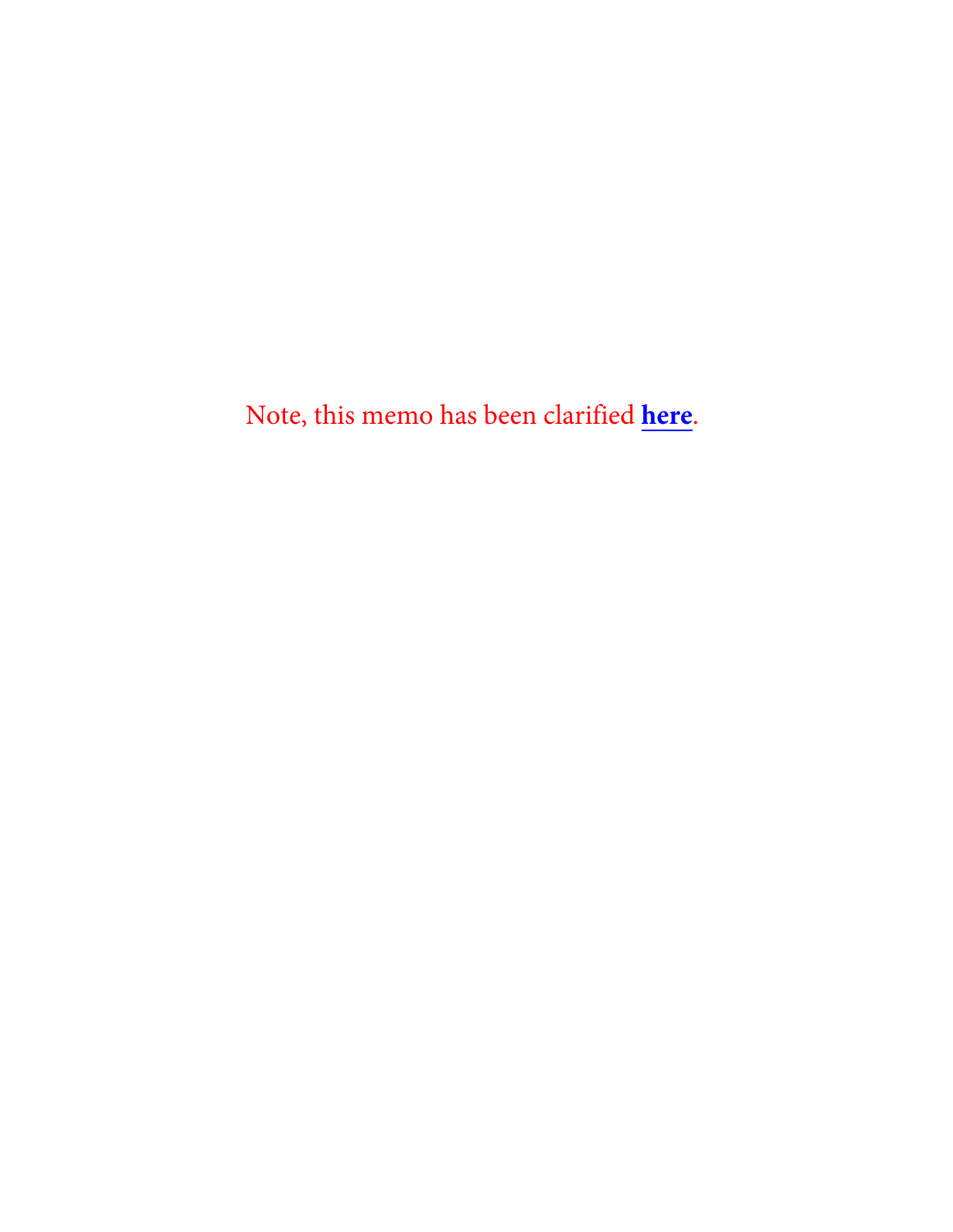Note, this memo has been clarified **here**.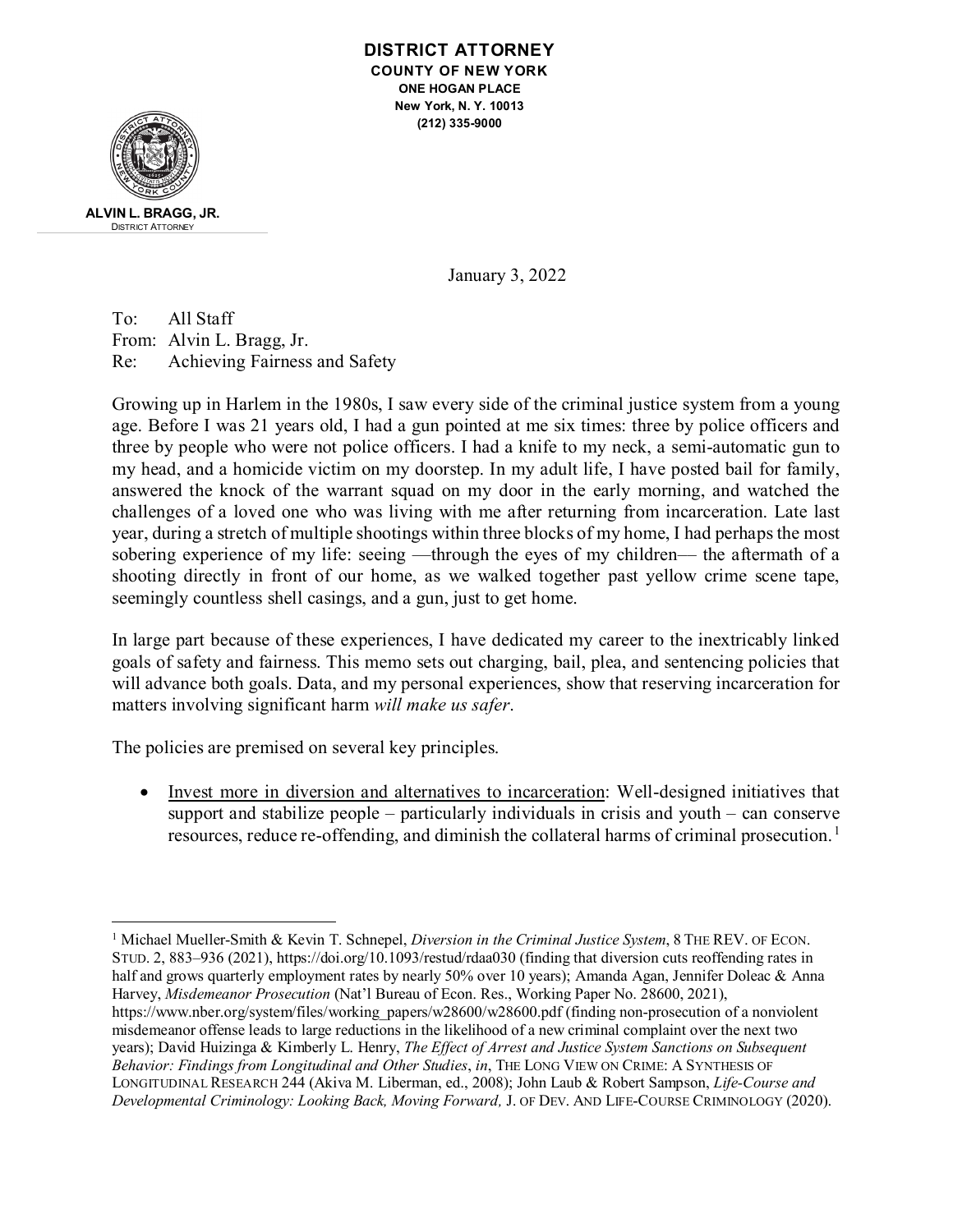**DISTRICT ATTORNEY**
**COUNTY OF NEW YORK**
**ONE HOGAN PLACE**
**New York, N. Y. 10013**
**(212) 335-9000**

**ALVIN L. BRAGG, JR.**
DISTRICT ATTORNEY

January 3, 2022

To: All Staff
From: Alvin L. Bragg, Jr.
Re: Achieving Fairness and Safety

Growing up in Harlem in the 1980s, I saw every side of the criminal justice system from a young age. Before I was 21 years old, I had a gun pointed at me six times: three by police officers and three by people who were not police officers. I had a knife to my neck, a semi-automatic gun to my head, and a homicide victim on my doorstep. In my adult life, I have posted bail for family, answered the knock of the warrant squad on my door in the early morning, and watched the challenges of a loved one who was living with me after returning from incarceration. Late last year, during a stretch of multiple shootings within three blocks of my home, I had perhaps the most sobering experience of my life: seeing —through the eyes of my children— the aftermath of a shooting directly in front of our home, as we walked together past yellow crime scene tape, seemingly countless shell casings, and a gun, just to get home.

In large part because of these experiences, I have dedicated my career to the inextricably linked goals of safety and fairness. This memo sets out charging, bail, plea, and sentencing policies that will advance both goals. Data, and my personal experiences, show that reserving incarceration for matters involving significant harm *will make us safer*.

The policies are premised on several key principles.

- Invest more in diversion and alternatives to incarceration: Well-designed initiatives that support and stabilize people – particularly individuals in crisis and youth – can conserve resources, reduce re-offending, and diminish the collateral harms of criminal prosecution.[1]

---

[1] Michael Mueller-Smith & Kevin T. Schnepel, *Diversion in the Criminal Justice System*, 8 THE REV. OF ECON. STUD. 2, 883–936 (2021), https://doi.org/10.1093/restud/rdaa030 (finding that diversion cuts reoffending rates in half and grows quarterly employment rates by nearly 50% over 10 years); Amanda Agan, Jennifer Doleac & Anna Harvey, *Misdemeanor Prosecution* (Nat'l Bureau of Econ. Res., Working Paper No. 28600, 2021), https://www.nber.org/system/files/working_papers/w28600/w28600.pdf (finding non-prosecution of a nonviolent misdemeanor offense leads to large reductions in the likelihood of a new criminal complaint over the next two years); David Huizinga & Kimberly L. Henry, *The Effect of Arrest and Justice System Sanctions on Subsequent Behavior: Findings from Longitudinal and Other Studies*, *in*, THE LONG VIEW ON CRIME: A SYNTHESIS OF LONGITUDINAL RESEARCH 244 (Akiva M. Liberman, ed., 2008); John Laub & Robert Sampson, *Life-Course and Developmental Criminology: Looking Back, Moving Forward,* J. OF DEV. AND LIFE-COURSE CRIMINOLOGY (2020).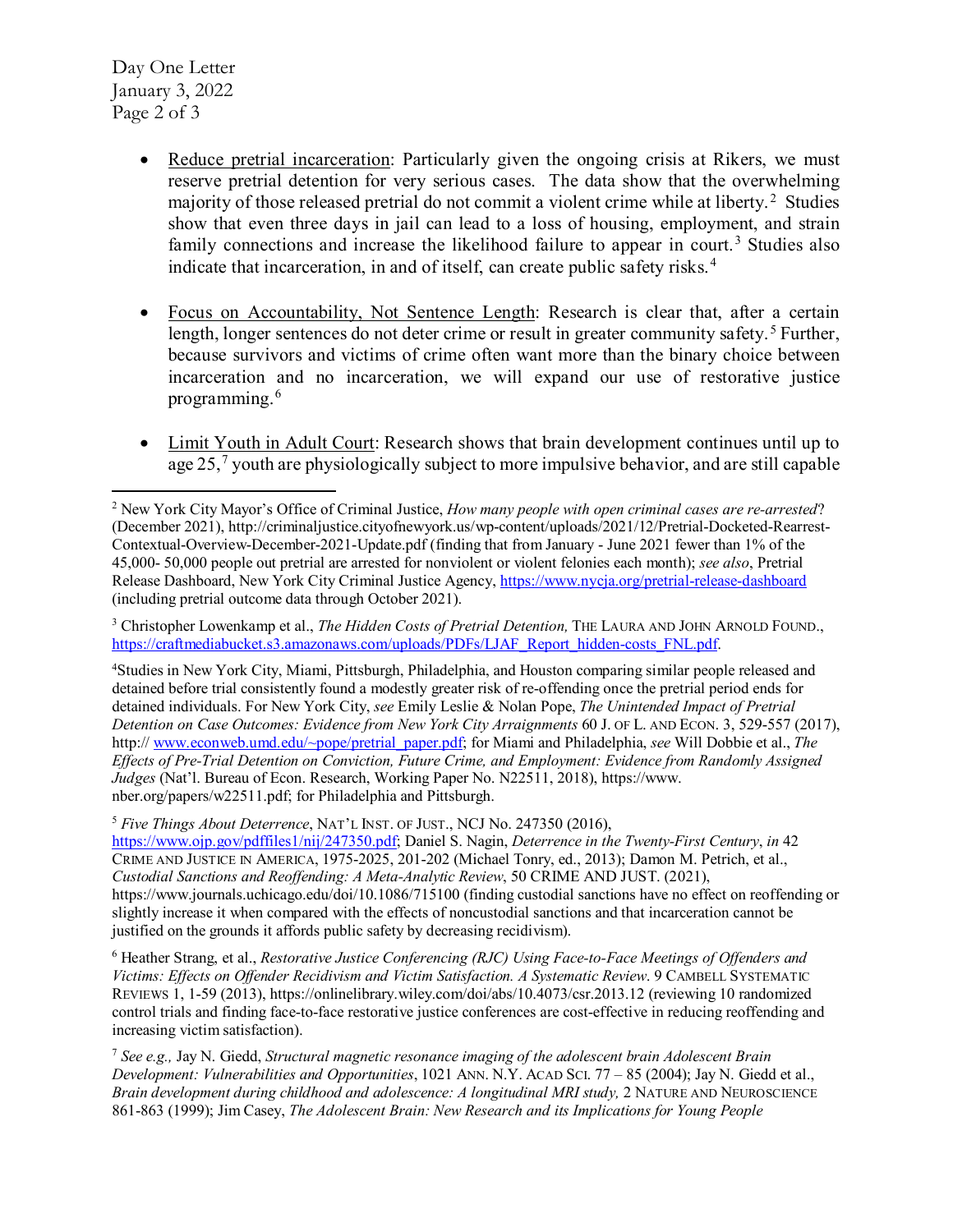- Reduce pretrial incarceration: Particularly given the ongoing crisis at Rikers, we must reserve pretrial detention for very serious cases. The data show that the overwhelming majority of those released pretrial do not commit a violent crime while at liberty.[2] Studies show that even three days in jail can lead to a loss of housing, employment, and strain family connections and increase the likelihood failure to appear in court.[3] Studies also indicate that incarceration, in and of itself, can create public safety risks.[4]

- Focus on Accountability, Not Sentence Length: Research is clear that, after a certain length, longer sentences do not deter crime or result in greater community safety.[5] Further, because survivors and victims of crime often want more than the binary choice between incarceration and no incarceration, we will expand our use of restorative justice programming.[6]

- Limit Youth in Adult Court: Research shows that brain development continues until up to age 25,[7] youth are physiologically subject to more impulsive behavior, and are still capable

---

[2] New York City Mayor's Office of Criminal Justice, *How many people with open criminal cases are re-arrested*? (December 2021), http://criminaljustice.cityofnewyork.us/wp-content/uploads/2021/12/Pretrial-Docketed-Rearrest-Contextual-Overview-December-2021-Update.pdf (finding that from January - June 2021 fewer than 1% of the 45,000- 50,000 people out pretrial are arrested for nonviolent or violent felonies each month); *see also*, Pretrial Release Dashboard, New York City Criminal Justice Agency, https://www.nycja.org/pretrial-release-dashboard (including pretrial outcome data through October 2021).

[3] Christopher Lowenkamp et al., *The Hidden Costs of Pretrial Detention,* The Laura and John Arnold Found., https://craftmediabucket.s3.amazonaws.com/uploads/PDFs/LJAF_Report_hidden-costs_FNL.pdf.

[4] Studies in New York City, Miami, Pittsburgh, Philadelphia, and Houston comparing similar people released and detained before trial consistently found a modestly greater risk of re-offending once the pretrial period ends for detained individuals. For New York City, *see* Emily Leslie & Nolan Pope, *The Unintended Impact of Pretrial Detention on Case Outcomes: Evidence from New York City Arraignments* 60 J. of L. and Econ. 3, 529-557 (2017), http:// www.econweb.umd.edu/~pope/pretrial_paper.pdf; for Miami and Philadelphia, *see* Will Dobbie et al., *The Effects of Pre-Trial Detention on Conviction, Future Crime, and Employment: Evidence from Randomly Assigned Judges* (Nat'l. Bureau of Econ. Research, Working Paper No. N22511, 2018), https://www. nber.org/papers/w22511.pdf; for Philadelphia and Pittsburgh.

[5] *Five Things About Deterrence*, Nat'l Inst. of Just., NCJ No. 247350 (2016), https://www.ojp.gov/pdffiles1/nij/247350.pdf; Daniel S. Nagin, *Deterrence in the Twenty-First Century*, *in* 42 Crime and Justice in America, 1975-2025, 201-202 (Michael Tonry, ed., 2013); Damon M. Petrich, et al., *Custodial Sanctions and Reoffending: A Meta-Analytic Review*, 50 CRIME AND JUST. (2021), https://www.journals.uchicago.edu/doi/10.1086/715100 (finding custodial sanctions have no effect on reoffending or slightly increase it when compared with the effects of noncustodial sanctions and that incarceration cannot be justified on the grounds it affords public safety by decreasing recidivism).

[6] Heather Strang, et al., *Restorative Justice Conferencing (RJC) Using Face-to-Face Meetings of Offenders and Victims: Effects on Offender Recidivism and Victim Satisfaction. A Systematic Review*. 9 Cambell Systematic Reviews 1, 1-59 (2013), https://onlinelibrary.wiley.com/doi/abs/10.4073/csr.2013.12 (reviewing 10 randomized control trials and finding face-to-face restorative justice conferences are cost-effective in reducing reoffending and increasing victim satisfaction).

[7] *See e.g.,* Jay N. Giedd, *Structural magnetic resonance imaging of the adolescent brain Adolescent Brain Development: Vulnerabilities and Opportunities*, 1021 Ann. N.Y. Acad Sci. 77 – 85 (2004); Jay N. Giedd et al., *Brain development during childhood and adolescence: A longitudinal MRI study,* 2 Nature and Neuroscience 861-863 (1999); Jim Casey, *The Adolescent Brain: New Research and its Implications for Young People*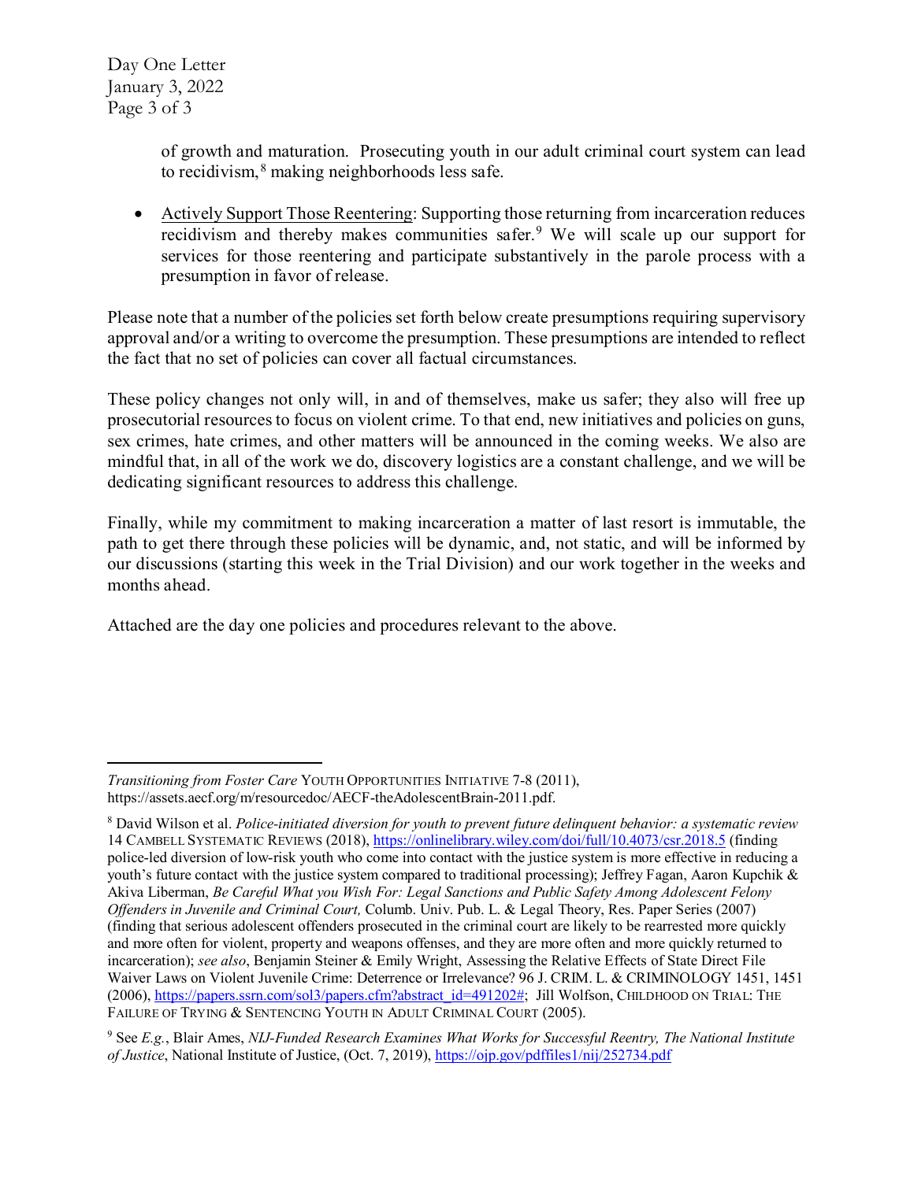of growth and maturation. Prosecuting youth in our adult criminal court system can lead to recidivism,[8] making neighborhoods less safe.

- Actively Support Those Reentering: Supporting those returning from incarceration reduces recidivism and thereby makes communities safer.[9] We will scale up our support for services for those reentering and participate substantively in the parole process with a presumption in favor of release.

Please note that a number of the policies set forth below create presumptions requiring supervisory approval and/or a writing to overcome the presumption. These presumptions are intended to reflect the fact that no set of policies can cover all factual circumstances.

These policy changes not only will, in and of themselves, make us safer; they also will free up prosecutorial resources to focus on violent crime. To that end, new initiatives and policies on guns, sex crimes, hate crimes, and other matters will be announced in the coming weeks. We also are mindful that, in all of the work we do, discovery logistics are a constant challenge, and we will be dedicating significant resources to address this challenge.

Finally, while my commitment to making incarceration a matter of last resort is immutable, the path to get there through these policies will be dynamic, and, not static, and will be informed by our discussions (starting this week in the Trial Division) and our work together in the weeks and months ahead.

Attached are the day one policies and procedures relevant to the above.

---

*Transitioning from Foster Care* YOUTH OPPORTUNITIES INITIATIVE 7-8 (2011), https://assets.aecf.org/m/resourcedoc/AECF-theAdolescentBrain-2011.pdf.

[8] David Wilson et al. *Police-initiated diversion for youth to prevent future delinquent behavior: a systematic review* 14 CAMBELL SYSTEMATIC REVIEWS (2018), https://onlinelibrary.wiley.com/doi/full/10.4073/csr.2018.5 (finding police-led diversion of low-risk youth who come into contact with the justice system is more effective in reducing a youth's future contact with the justice system compared to traditional processing); Jeffrey Fagan, Aaron Kupchik & Akiva Liberman, *Be Careful What you Wish For: Legal Sanctions and Public Safety Among Adolescent Felony Offenders in Juvenile and Criminal Court,* Columb. Univ. Pub. L. & Legal Theory, Res. Paper Series (2007) (finding that serious adolescent offenders prosecuted in the criminal court are likely to be rearrested more quickly and more often for violent, property and weapons offenses, and they are more often and more quickly returned to incarceration); *see also*, Benjamin Steiner & Emily Wright, Assessing the Relative Effects of State Direct File Waiver Laws on Violent Juvenile Crime: Deterrence or Irrelevance? 96 J. CRIM. L. & CRIMINOLOGY 1451, 1451 (2006), https://papers.ssrn.com/sol3/papers.cfm?abstract_id=491202#; Jill Wolfson, CHILDHOOD ON TRIAL: THE FAILURE OF TRYING & SENTENCING YOUTH IN ADULT CRIMINAL COURT (2005).

[9] See *E.g.*, Blair Ames, *NIJ-Funded Research Examines What Works for Successful Reentry, The National Institute of Justice*, National Institute of Justice, (Oct. 7, 2019), https://ojp.gov/pdffiles1/nij/252734.pdf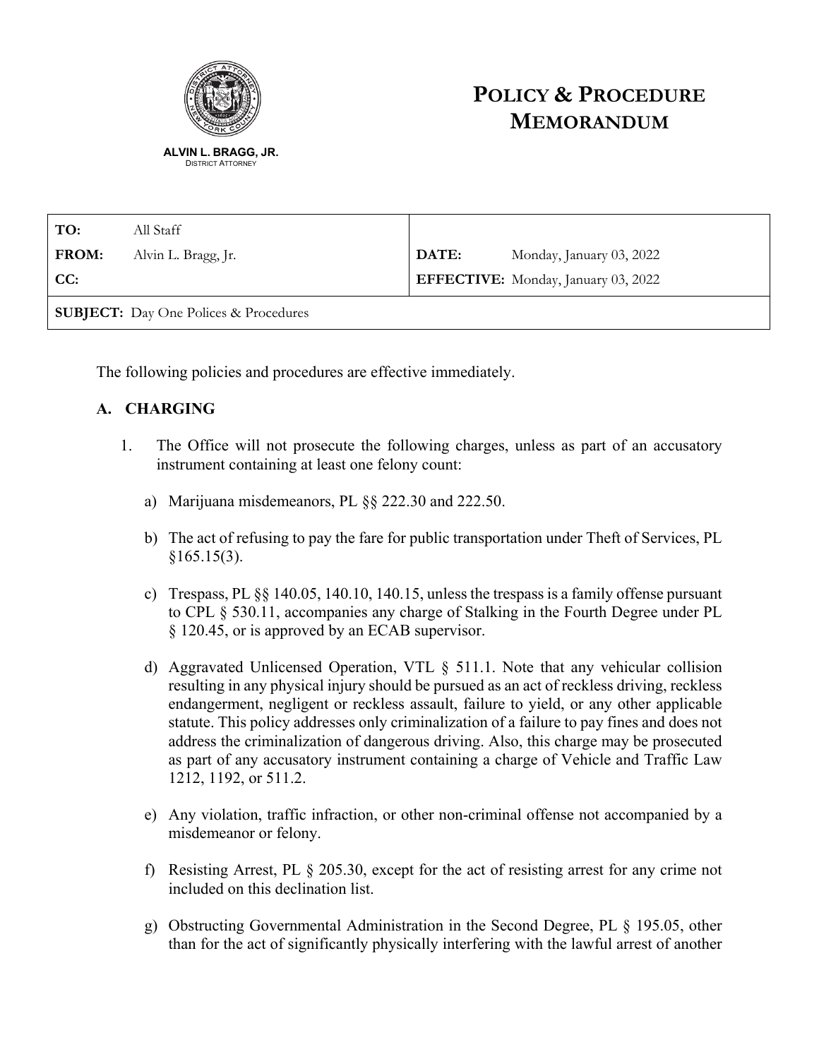**ALVIN L. BRAGG, JR.**
DISTRICT ATTORNEY

# POLICY & PROCEDURE MEMORANDUM

| | | | |
|---|---|---|---|
| **TO:** | All Staff | | |
| **FROM:** | Alvin L. Bragg, Jr. | **DATE:** | Monday, January 03, 2022 |
| **CC:** | | **EFFECTIVE:** | Monday, January 03, 2022 |
| **SUBJECT:** | Day One Polices & Procedures | | |

The following policies and procedures are effective immediately.

## A. CHARGING

1. The Office will not prosecute the following charges, unless as part of an accusatory instrument containing at least one felony count:

   a) Marijuana misdemeanors, PL §§ 222.30 and 222.50.

   b) The act of refusing to pay the fare for public transportation under Theft of Services, PL §165.15(3).

   c) Trespass, PL §§ 140.05, 140.10, 140.15, unless the trespass is a family offense pursuant to CPL § 530.11, accompanies any charge of Stalking in the Fourth Degree under PL § 120.45, or is approved by an ECAB supervisor.

   d) Aggravated Unlicensed Operation, VTL § 511.1. Note that any vehicular collision resulting in any physical injury should be pursued as an act of reckless driving, reckless endangerment, negligent or reckless assault, failure to yield, or any other applicable statute. This policy addresses only criminalization of a failure to pay fines and does not address the criminalization of dangerous driving. Also, this charge may be prosecuted as part of any accusatory instrument containing a charge of Vehicle and Traffic Law 1212, 1192, or 511.2.

   e) Any violation, traffic infraction, or other non-criminal offense not accompanied by a misdemeanor or felony.

   f) Resisting Arrest, PL § 205.30, except for the act of resisting arrest for any crime not included on this declination list.

   g) Obstructing Governmental Administration in the Second Degree, PL § 195.05, other than for the act of significantly physically interfering with the lawful arrest of another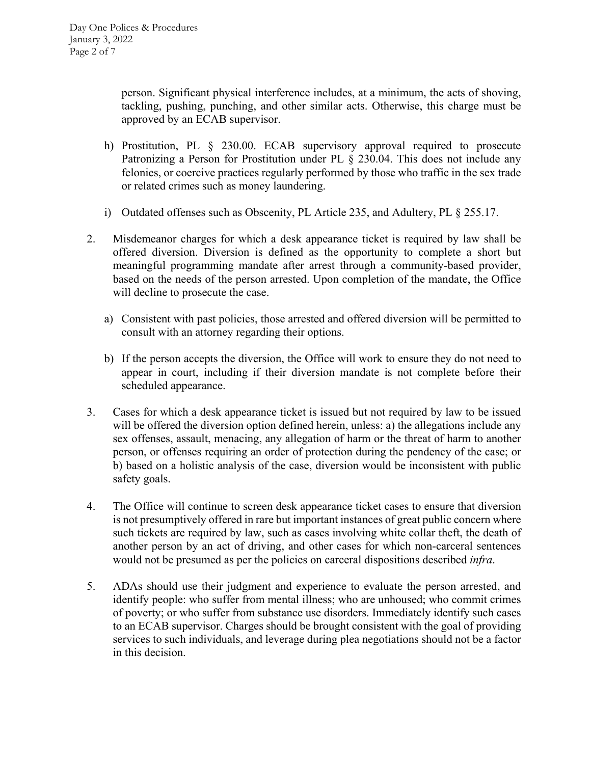person. Significant physical interference includes, at a minimum, the acts of shoving, tackling, pushing, punching, and other similar acts. Otherwise, this charge must be approved by an ECAB supervisor.

h) Prostitution, PL § 230.00. ECAB supervisory approval required to prosecute Patronizing a Person for Prostitution under PL § 230.04. This does not include any felonies, or coercive practices regularly performed by those who traffic in the sex trade or related crimes such as money laundering.

i) Outdated offenses such as Obscenity, PL Article 235, and Adultery, PL § 255.17.

2. Misdemeanor charges for which a desk appearance ticket is required by law shall be offered diversion. Diversion is defined as the opportunity to complete a short but meaningful programming mandate after arrest through a community-based provider, based on the needs of the person arrested. Upon completion of the mandate, the Office will decline to prosecute the case.

   a) Consistent with past policies, those arrested and offered diversion will be permitted to consult with an attorney regarding their options.

   b) If the person accepts the diversion, the Office will work to ensure they do not need to appear in court, including if their diversion mandate is not complete before their scheduled appearance.

3. Cases for which a desk appearance ticket is issued but not required by law to be issued will be offered the diversion option defined herein, unless: a) the allegations include any sex offenses, assault, menacing, any allegation of harm or the threat of harm to another person, or offenses requiring an order of protection during the pendency of the case; or b) based on a holistic analysis of the case, diversion would be inconsistent with public safety goals.

4. The Office will continue to screen desk appearance ticket cases to ensure that diversion is not presumptively offered in rare but important instances of great public concern where such tickets are required by law, such as cases involving white collar theft, the death of another person by an act of driving, and other cases for which non-carceral sentences would not be presumed as per the policies on carceral dispositions described *infra*.

5. ADAs should use their judgment and experience to evaluate the person arrested, and identify people: who suffer from mental illness; who are unhoused; who commit crimes of poverty; or who suffer from substance use disorders. Immediately identify such cases to an ECAB supervisor. Charges should be brought consistent with the goal of providing services to such individuals, and leverage during plea negotiations should not be a factor in this decision.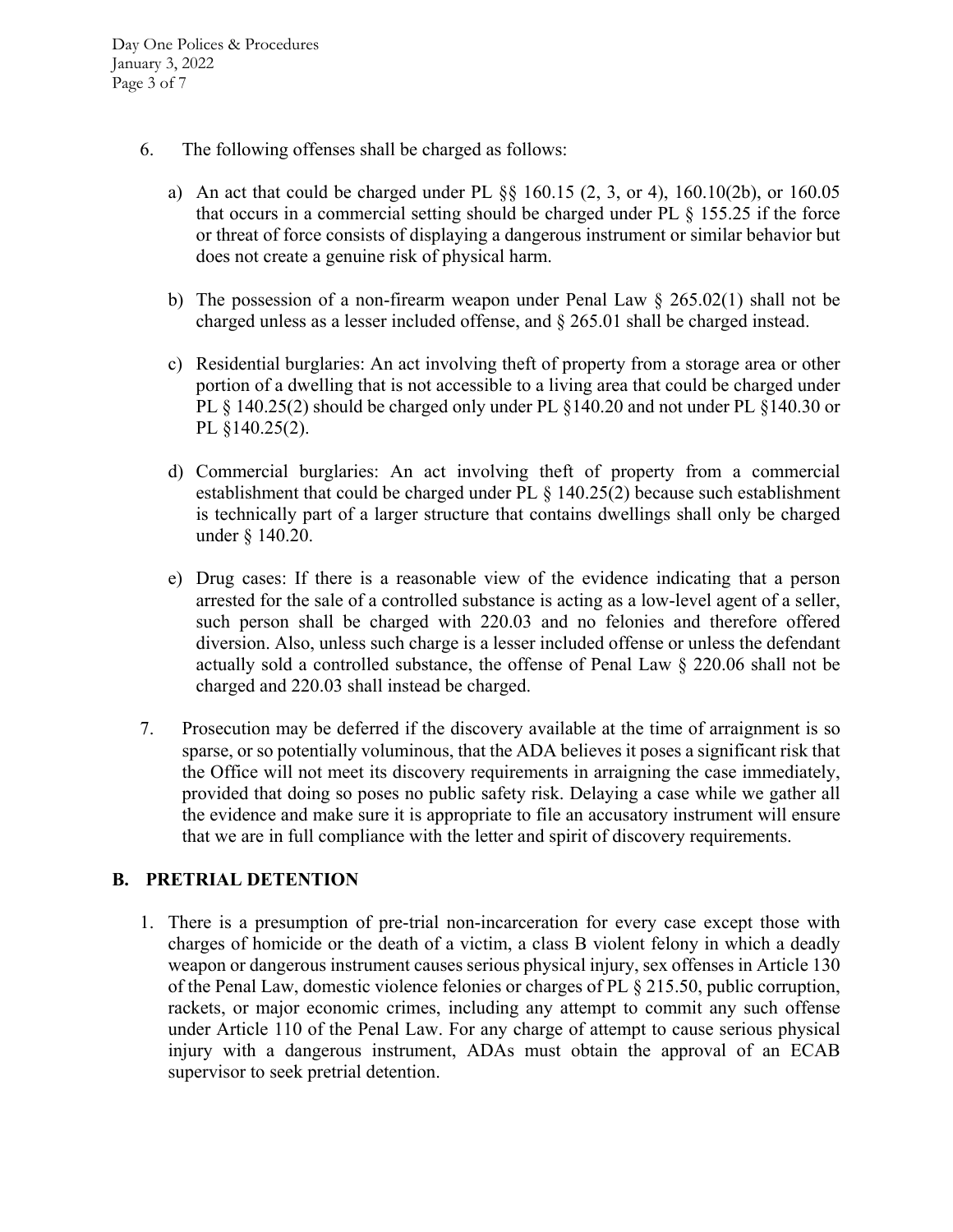6. The following offenses shall be charged as follows:

   a) An act that could be charged under PL §§ 160.15 (2, 3, or 4), 160.10(2b), or 160.05 that occurs in a commercial setting should be charged under PL § 155.25 if the force or threat of force consists of displaying a dangerous instrument or similar behavior but does not create a genuine risk of physical harm.

   b) The possession of a non-firearm weapon under Penal Law § 265.02(1) shall not be charged unless as a lesser included offense, and § 265.01 shall be charged instead.

   c) Residential burglaries: An act involving theft of property from a storage area or other portion of a dwelling that is not accessible to a living area that could be charged under PL § 140.25(2) should be charged only under PL §140.20 and not under PL §140.30 or PL §140.25(2).

   d) Commercial burglaries: An act involving theft of property from a commercial establishment that could be charged under PL § 140.25(2) because such establishment is technically part of a larger structure that contains dwellings shall only be charged under § 140.20.

   e) Drug cases: If there is a reasonable view of the evidence indicating that a person arrested for the sale of a controlled substance is acting as a low-level agent of a seller, such person shall be charged with 220.03 and no felonies and therefore offered diversion. Also, unless such charge is a lesser included offense or unless the defendant actually sold a controlled substance, the offense of Penal Law § 220.06 shall not be charged and 220.03 shall instead be charged.

7. Prosecution may be deferred if the discovery available at the time of arraignment is so sparse, or so potentially voluminous, that the ADA believes it poses a significant risk that the Office will not meet its discovery requirements in arraigning the case immediately, provided that doing so poses no public safety risk. Delaying a case while we gather all the evidence and make sure it is appropriate to file an accusatory instrument will ensure that we are in full compliance with the letter and spirit of discovery requirements.

## B. PRETRIAL DETENTION

1. There is a presumption of pre-trial non-incarceration for every case except those with charges of homicide or the death of a victim, a class B violent felony in which a deadly weapon or dangerous instrument causes serious physical injury, sex offenses in Article 130 of the Penal Law, domestic violence felonies or charges of PL § 215.50, public corruption, rackets, or major economic crimes, including any attempt to commit any such offense under Article 110 of the Penal Law. For any charge of attempt to cause serious physical injury with a dangerous instrument, ADAs must obtain the approval of an ECAB supervisor to seek pretrial detention.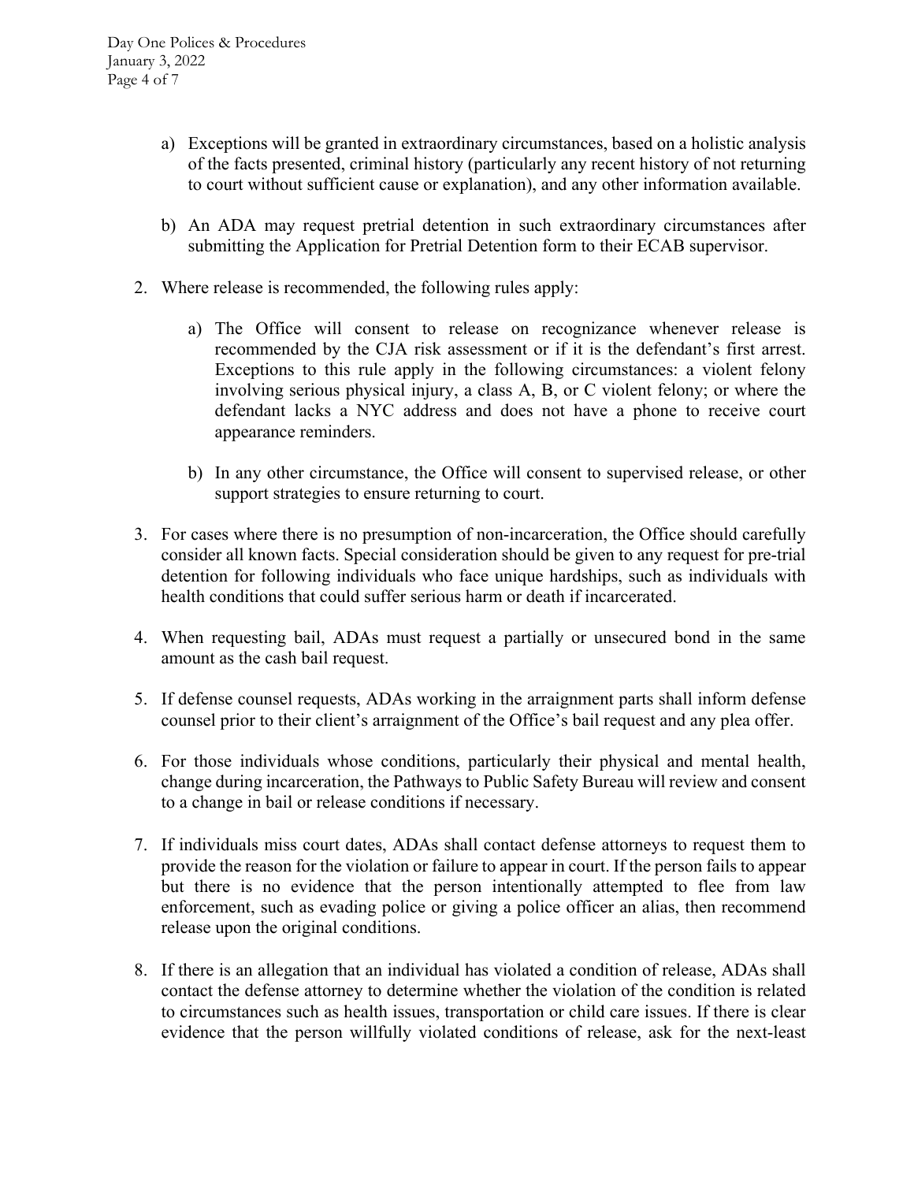a) Exceptions will be granted in extraordinary circumstances, based on a holistic analysis of the facts presented, criminal history (particularly any recent history of not returning to court without sufficient cause or explanation), and any other information available.

b) An ADA may request pretrial detention in such extraordinary circumstances after submitting the Application for Pretrial Detention form to their ECAB supervisor.

2. Where release is recommended, the following rules apply:

   a) The Office will consent to release on recognizance whenever release is recommended by the CJA risk assessment or if it is the defendant's first arrest. Exceptions to this rule apply in the following circumstances: a violent felony involving serious physical injury, a class A, B, or C violent felony; or where the defendant lacks a NYC address and does not have a phone to receive court appearance reminders.

   b) In any other circumstance, the Office will consent to supervised release, or other support strategies to ensure returning to court.

3. For cases where there is no presumption of non-incarceration, the Office should carefully consider all known facts. Special consideration should be given to any request for pre-trial detention for following individuals who face unique hardships, such as individuals with health conditions that could suffer serious harm or death if incarcerated.

4. When requesting bail, ADAs must request a partially or unsecured bond in the same amount as the cash bail request.

5. If defense counsel requests, ADAs working in the arraignment parts shall inform defense counsel prior to their client's arraignment of the Office's bail request and any plea offer.

6. For those individuals whose conditions, particularly their physical and mental health, change during incarceration, the Pathways to Public Safety Bureau will review and consent to a change in bail or release conditions if necessary.

7. If individuals miss court dates, ADAs shall contact defense attorneys to request them to provide the reason for the violation or failure to appear in court. If the person fails to appear but there is no evidence that the person intentionally attempted to flee from law enforcement, such as evading police or giving a police officer an alias, then recommend release upon the original conditions.

8. If there is an allegation that an individual has violated a condition of release, ADAs shall contact the defense attorney to determine whether the violation of the condition is related to circumstances such as health issues, transportation or child care issues. If there is clear evidence that the person willfully violated conditions of release, ask for the next-least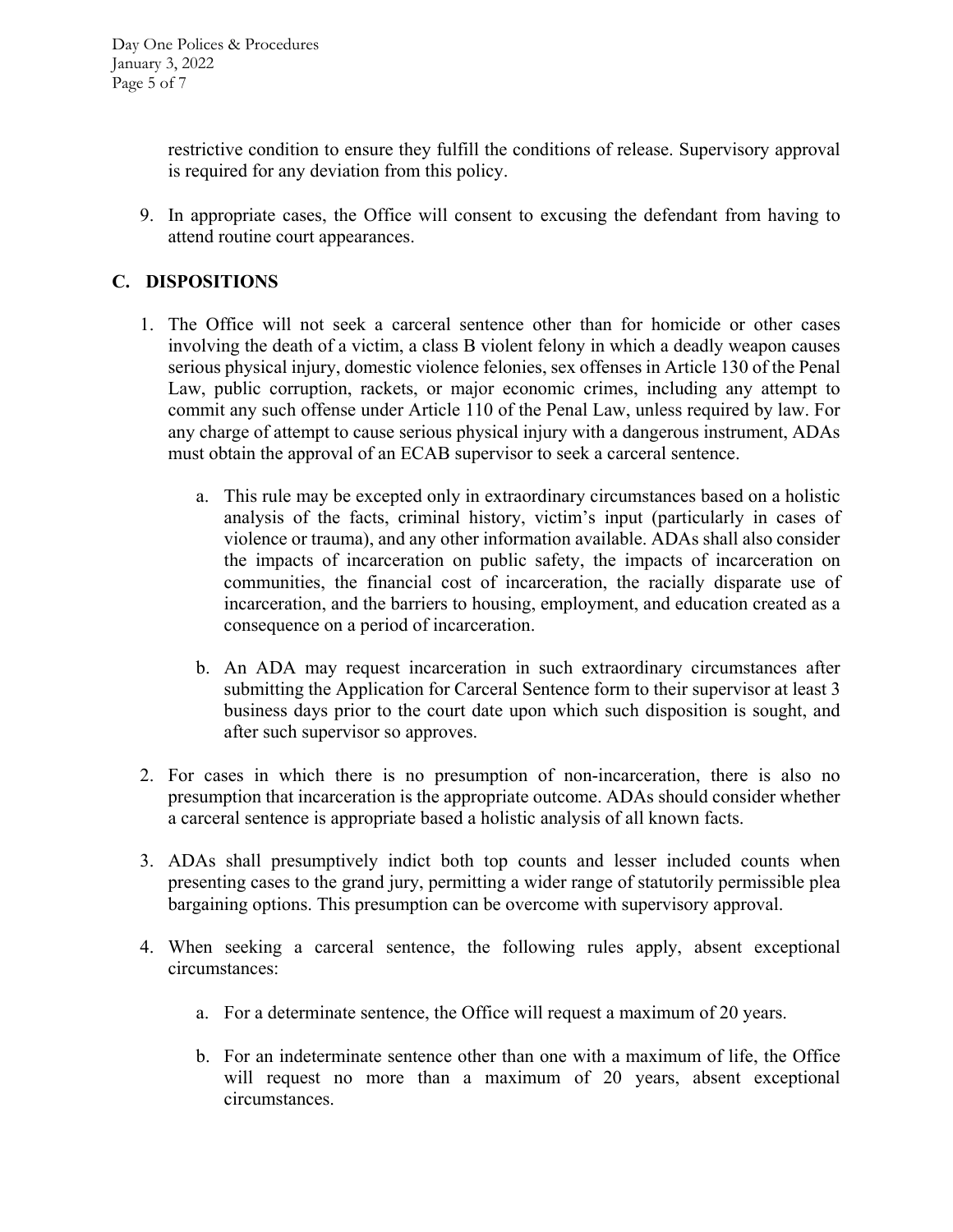restrictive condition to ensure they fulfill the conditions of release. Supervisory approval is required for any deviation from this policy.

9. In appropriate cases, the Office will consent to excusing the defendant from having to attend routine court appearances.

## C. DISPOSITIONS

1. The Office will not seek a carceral sentence other than for homicide or other cases involving the death of a victim, a class B violent felony in which a deadly weapon causes serious physical injury, domestic violence felonies, sex offenses in Article 130 of the Penal Law, public corruption, rackets, or major economic crimes, including any attempt to commit any such offense under Article 110 of the Penal Law, unless required by law. For any charge of attempt to cause serious physical injury with a dangerous instrument, ADAs must obtain the approval of an ECAB supervisor to seek a carceral sentence.

    a. This rule may be excepted only in extraordinary circumstances based on a holistic analysis of the facts, criminal history, victim's input (particularly in cases of violence or trauma), and any other information available. ADAs shall also consider the impacts of incarceration on public safety, the impacts of incarceration on communities, the financial cost of incarceration, the racially disparate use of incarceration, and the barriers to housing, employment, and education created as a consequence on a period of incarceration.

    b. An ADA may request incarceration in such extraordinary circumstances after submitting the Application for Carceral Sentence form to their supervisor at least 3 business days prior to the court date upon which such disposition is sought, and after such supervisor so approves.

2. For cases in which there is no presumption of non-incarceration, there is also no presumption that incarceration is the appropriate outcome. ADAs should consider whether a carceral sentence is appropriate based a holistic analysis of all known facts.

3. ADAs shall presumptively indict both top counts and lesser included counts when presenting cases to the grand jury, permitting a wider range of statutorily permissible plea bargaining options. This presumption can be overcome with supervisory approval.

4. When seeking a carceral sentence, the following rules apply, absent exceptional circumstances:

    a. For a determinate sentence, the Office will request a maximum of 20 years.

    b. For an indeterminate sentence other than one with a maximum of life, the Office will request no more than a maximum of 20 years, absent exceptional circumstances.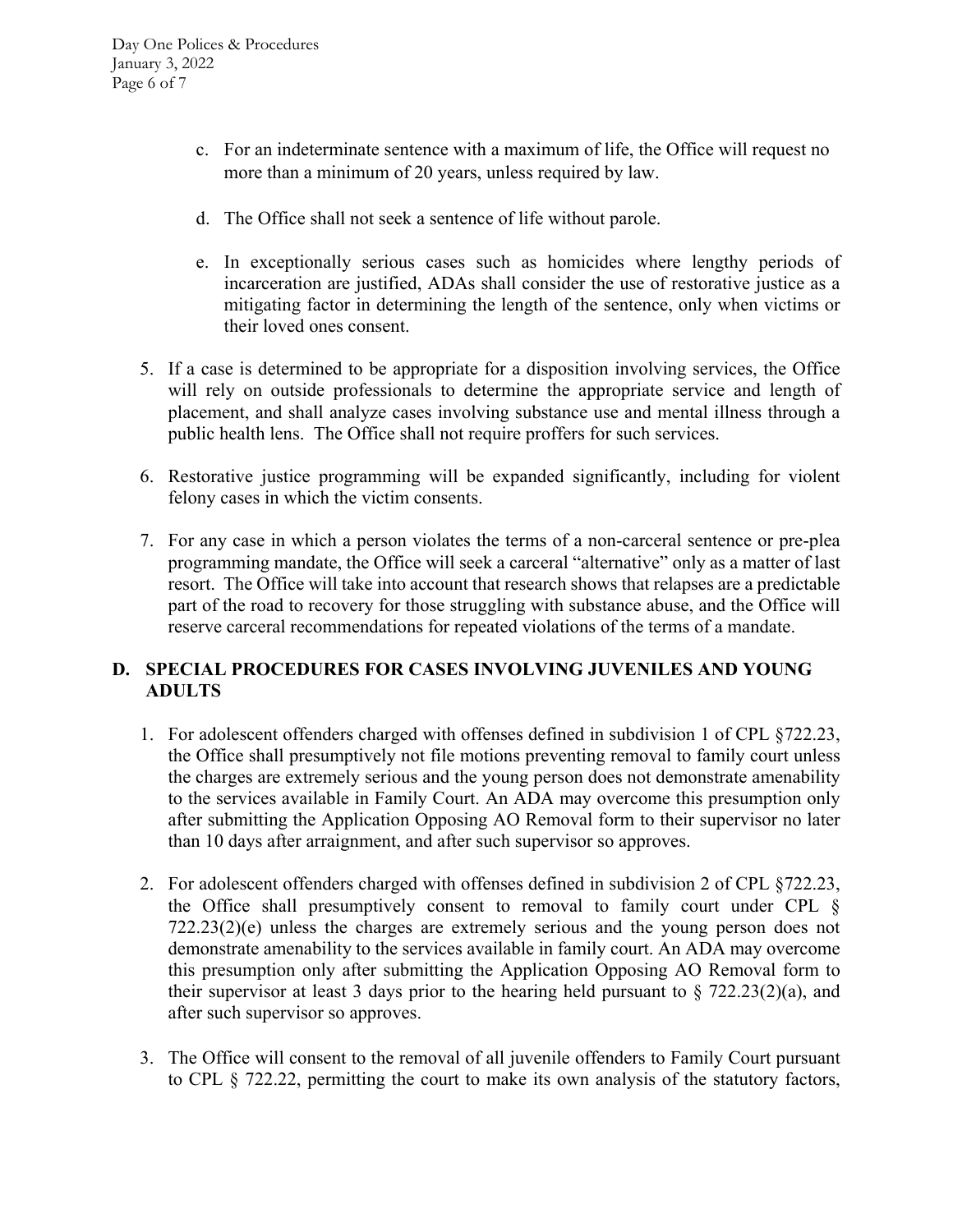c. For an indeterminate sentence with a maximum of life, the Office will request no more than a minimum of 20 years, unless required by law.

d. The Office shall not seek a sentence of life without parole.

e. In exceptionally serious cases such as homicides where lengthy periods of incarceration are justified, ADAs shall consider the use of restorative justice as a mitigating factor in determining the length of the sentence, only when victims or their loved ones consent.

5. If a case is determined to be appropriate for a disposition involving services, the Office will rely on outside professionals to determine the appropriate service and length of placement, and shall analyze cases involving substance use and mental illness through a public health lens. The Office shall not require proffers for such services.

6. Restorative justice programming will be expanded significantly, including for violent felony cases in which the victim consents.

7. For any case in which a person violates the terms of a non-carceral sentence or pre-plea programming mandate, the Office will seek a carceral "alternative" only as a matter of last resort. The Office will take into account that research shows that relapses are a predictable part of the road to recovery for those struggling with substance abuse, and the Office will reserve carceral recommendations for repeated violations of the terms of a mandate.

## D. SPECIAL PROCEDURES FOR CASES INVOLVING JUVENILES AND YOUNG ADULTS

1. For adolescent offenders charged with offenses defined in subdivision 1 of CPL §722.23, the Office shall presumptively not file motions preventing removal to family court unless the charges are extremely serious and the young person does not demonstrate amenability to the services available in Family Court. An ADA may overcome this presumption only after submitting the Application Opposing AO Removal form to their supervisor no later than 10 days after arraignment, and after such supervisor so approves.

2. For adolescent offenders charged with offenses defined in subdivision 2 of CPL §722.23, the Office shall presumptively consent to removal to family court under CPL § 722.23(2)(e) unless the charges are extremely serious and the young person does not demonstrate amenability to the services available in family court. An ADA may overcome this presumption only after submitting the Application Opposing AO Removal form to their supervisor at least 3 days prior to the hearing held pursuant to § 722.23(2)(a), and after such supervisor so approves.

3. The Office will consent to the removal of all juvenile offenders to Family Court pursuant to CPL § 722.22, permitting the court to make its own analysis of the statutory factors,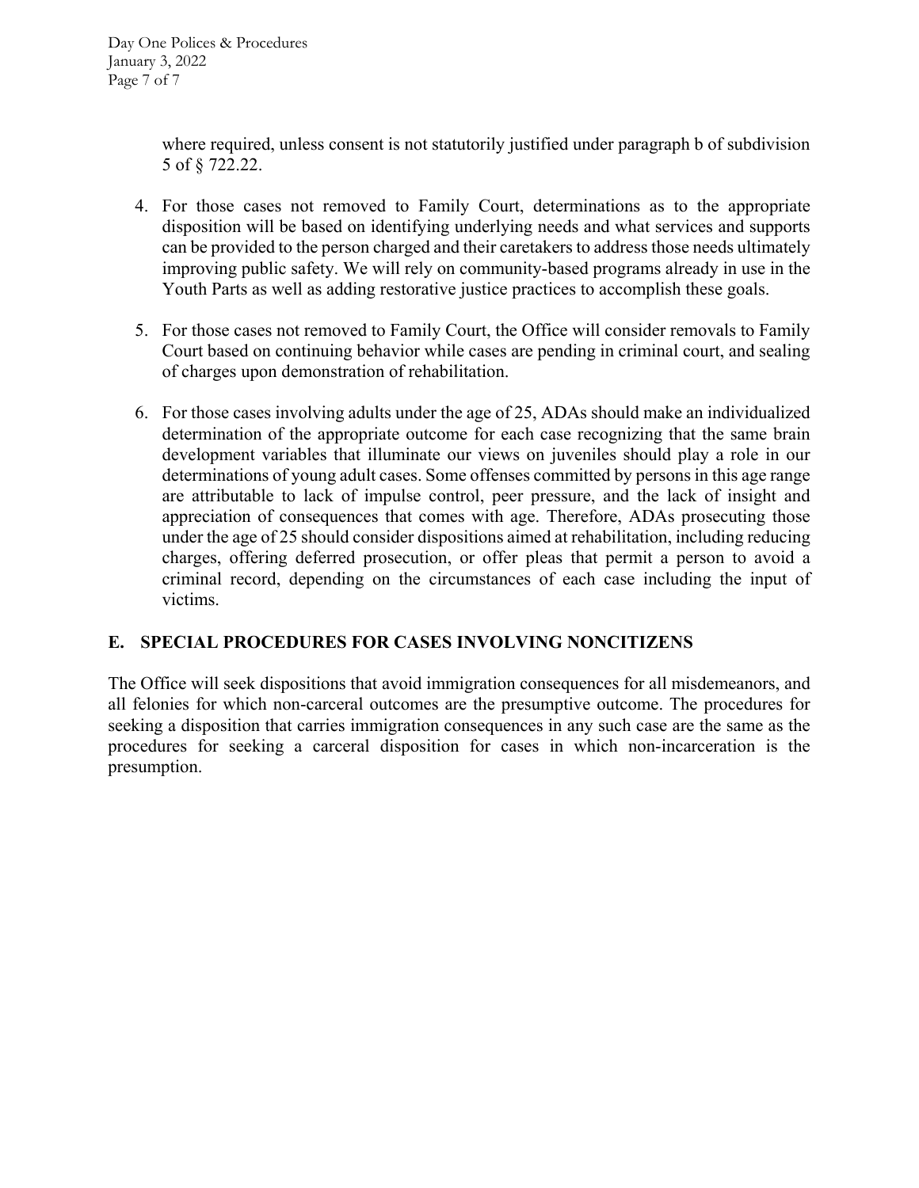where required, unless consent is not statutorily justified under paragraph b of subdivision 5 of § 722.22.

4. For those cases not removed to Family Court, determinations as to the appropriate disposition will be based on identifying underlying needs and what services and supports can be provided to the person charged and their caretakers to address those needs ultimately improving public safety. We will rely on community-based programs already in use in the Youth Parts as well as adding restorative justice practices to accomplish these goals.

5. For those cases not removed to Family Court, the Office will consider removals to Family Court based on continuing behavior while cases are pending in criminal court, and sealing of charges upon demonstration of rehabilitation.

6. For those cases involving adults under the age of 25, ADAs should make an individualized determination of the appropriate outcome for each case recognizing that the same brain development variables that illuminate our views on juveniles should play a role in our determinations of young adult cases. Some offenses committed by persons in this age range are attributable to lack of impulse control, peer pressure, and the lack of insight and appreciation of consequences that comes with age. Therefore, ADAs prosecuting those under the age of 25 should consider dispositions aimed at rehabilitation, including reducing charges, offering deferred prosecution, or offer pleas that permit a person to avoid a criminal record, depending on the circumstances of each case including the input of victims.

## E. SPECIAL PROCEDURES FOR CASES INVOLVING NONCITIZENS

The Office will seek dispositions that avoid immigration consequences for all misdemeanors, and all felonies for which non-carceral outcomes are the presumptive outcome. The procedures for seeking a disposition that carries immigration consequences in any such case are the same as the procedures for seeking a carceral disposition for cases in which non-incarceration is the presumption.